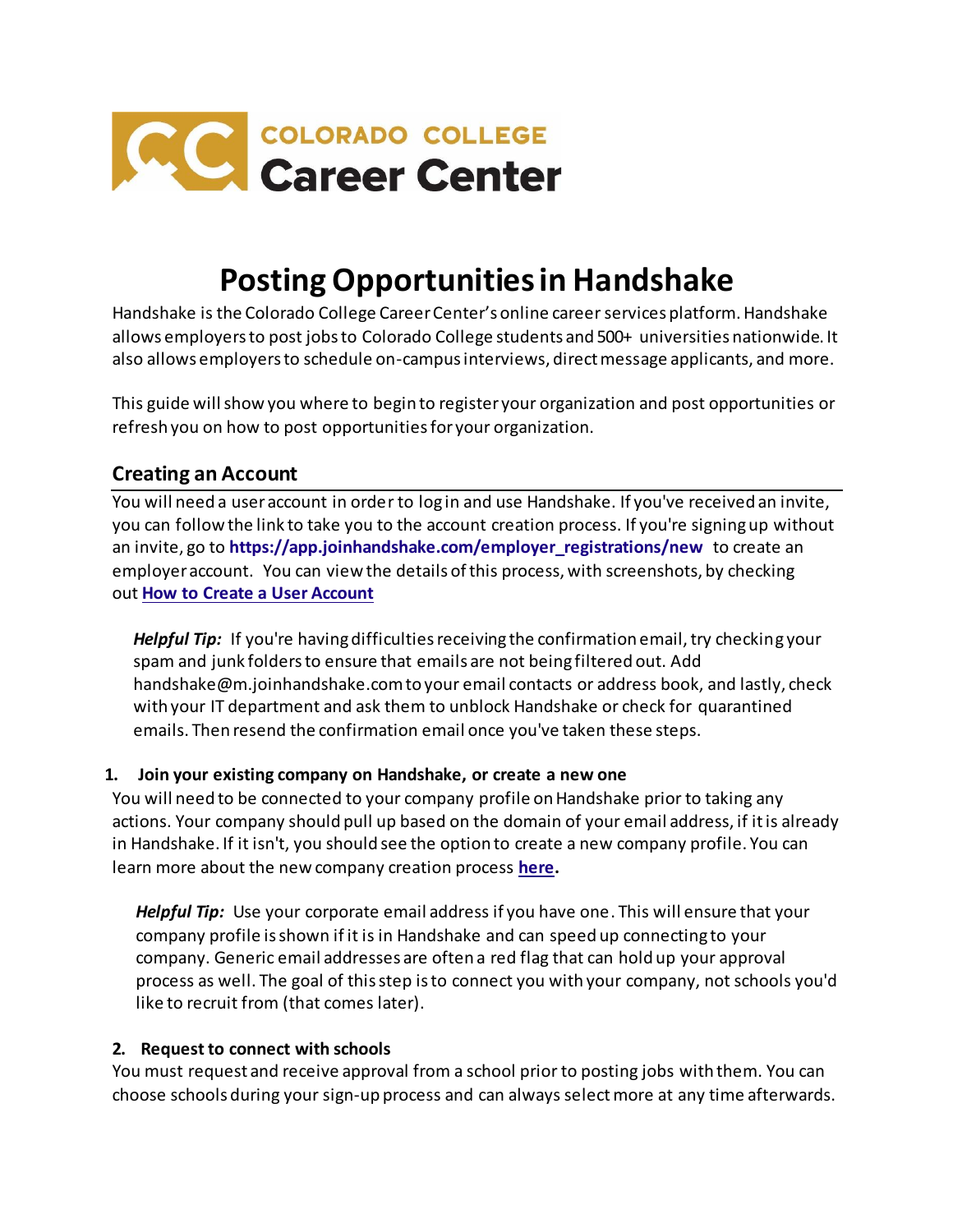COLORADO COLLEGE
**Career Center**

# Posting Opportunities in Handshake

Handshake is the Colorado College Career Center's online career services platform. Handshake allows employers to post jobs to Colorado College students and 500+ universities nationwide. It also allows employers to schedule on-campus interviews, direct message applicants, and more.

This guide will show you where to begin to register your organization and post opportunities or refresh you on how to post opportunities for your organization.

## Creating an Account

You will need a user account in order to log in and use Handshake. If you've received an invite, you can follow the link to take you to the account creation process. If you're signing up without an invite, go to **https://app.joinhandshake.com/employer_registrations/new** to create an employer account. You can view the details of this process, with screenshots, by checking out **How to Create a User Account**

> ***Helpful Tip:*** If you're having difficulties receiving the confirmation email, try checking your spam and junk folders to ensure that emails are not being filtered out. Add handshake@m.joinhandshake.com to your email contacts or address book, and lastly, check with your IT department and ask them to unblock Handshake or check for quarantined emails. Then resend the confirmation email once you've taken these steps.

**1. Join your existing company on Handshake, or create a new one**

You will need to be connected to your company profile on Handshake prior to taking any actions. Your company should pull up based on the domain of your email address, if it is already in Handshake. If it isn't, you should see the option to create a new company profile. You can learn more about the new company creation process **here.**

> ***Helpful Tip:*** Use your corporate email address if you have one. This will ensure that your company profile is shown if it is in Handshake and can speed up connecting to your company. Generic email addresses are often a red flag that can hold up your approval process as well. The goal of this step is to connect you with your company, not schools you'd like to recruit from (that comes later).

**2. Request to connect with schools**

You must request and receive approval from a school prior to posting jobs with them. You can choose schools during your sign-up process and can always select more at any time afterwards.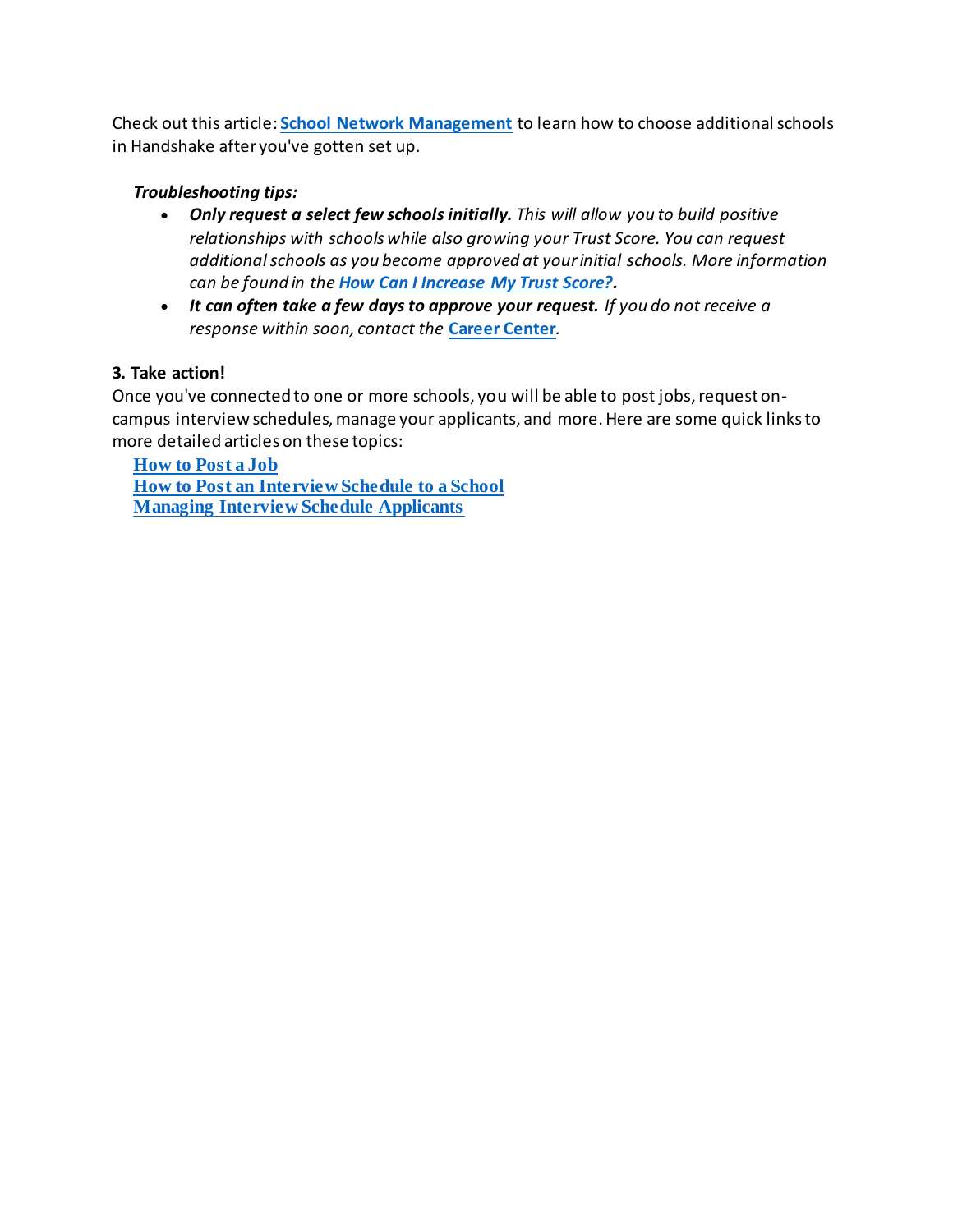Check out this article: **School Network Management** to learn how to choose additional schools in Handshake after you've gotten set up.

***Troubleshooting tips:***

- ***Only request a select few schools initially.*** *This will allow you to build positive relationships with schools while also growing your Trust Score. You can request additional schools as you become approved at your initial schools. More information can be found in the* ***How Can I Increase My Trust Score?*****.**
- ***It can often take a few days to approve your request.*** *If you do not receive a response within soon, contact the* **Career Center***.*

**3. Take action!**

Once you've connected to one or more schools, you will be able to post jobs, request on-campus interview schedules, manage your applicants, and more. Here are some quick links to more detailed articles on these topics:

**How to Post a Job**
**How to Post an Interview Schedule to a School**
**Managing Interview Schedule Applicants**